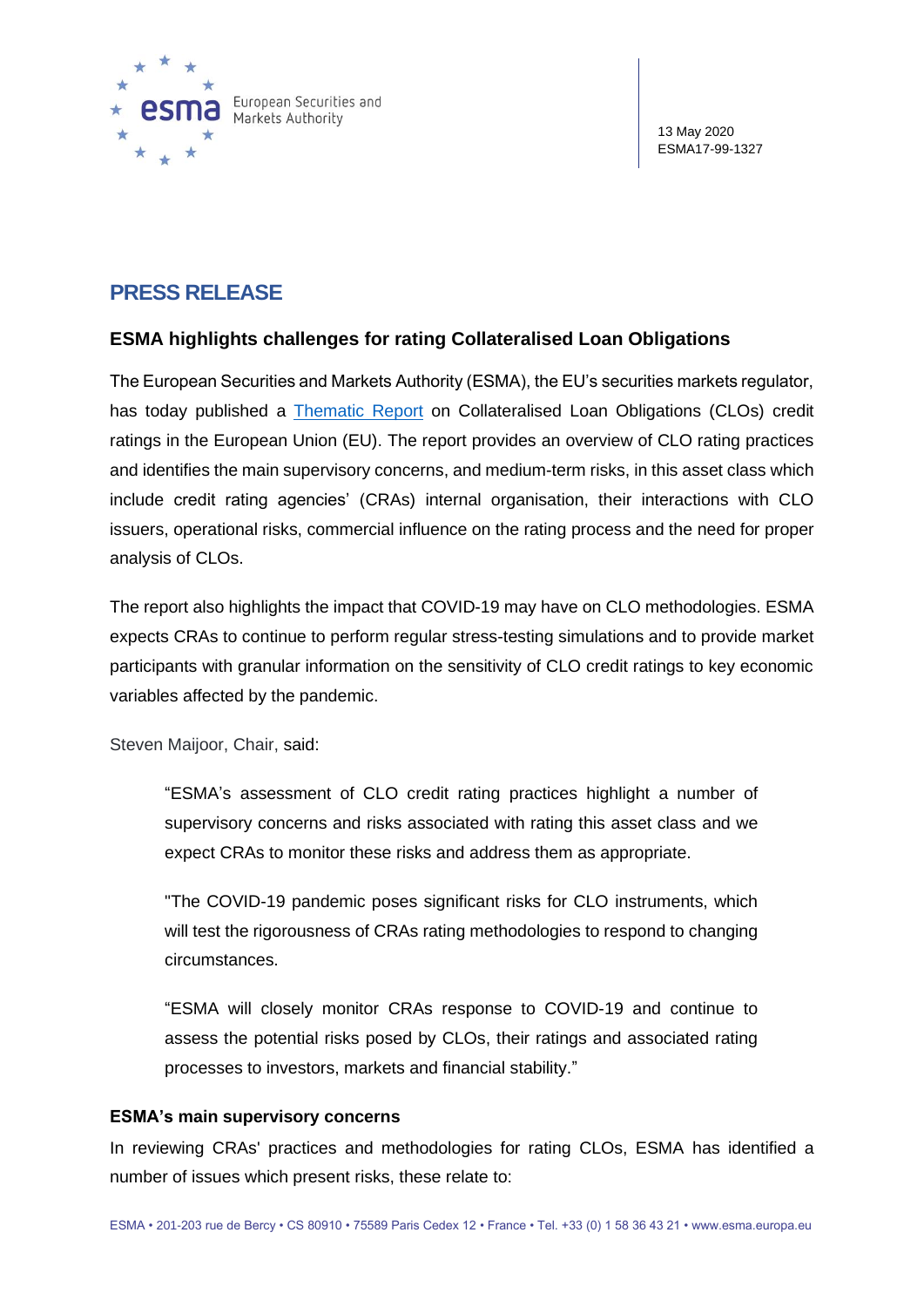13 May 2020
ESMA17-99-1327

# PRESS RELEASE

## ESMA highlights challenges for rating Collateralised Loan Obligations

The European Securities and Markets Authority (ESMA), the EU's securities markets regulator, has today published a Thematic Report on Collateralised Loan Obligations (CLOs) credit ratings in the European Union (EU). The report provides an overview of CLO rating practices and identifies the main supervisory concerns, and medium-term risks, in this asset class which include credit rating agencies' (CRAs) internal organisation, their interactions with CLO issuers, operational risks, commercial influence on the rating process and the need for proper analysis of CLOs.

The report also highlights the impact that COVID-19 may have on CLO methodologies. ESMA expects CRAs to continue to perform regular stress-testing simulations and to provide market participants with granular information on the sensitivity of CLO credit ratings to key economic variables affected by the pandemic.

Steven Maijoor, Chair, said:

> "ESMA's assessment of CLO credit rating practices highlight a number of supervisory concerns and risks associated with rating this asset class and we expect CRAs to monitor these risks and address them as appropriate.
>
> "The COVID-19 pandemic poses significant risks for CLO instruments, which will test the rigorousness of CRAs rating methodologies to respond to changing circumstances.
>
> "ESMA will closely monitor CRAs response to COVID-19 and continue to assess the potential risks posed by CLOs, their ratings and associated rating processes to investors, markets and financial stability."

### ESMA's main supervisory concerns

In reviewing CRAs' practices and methodologies for rating CLOs, ESMA has identified a number of issues which present risks, these relate to: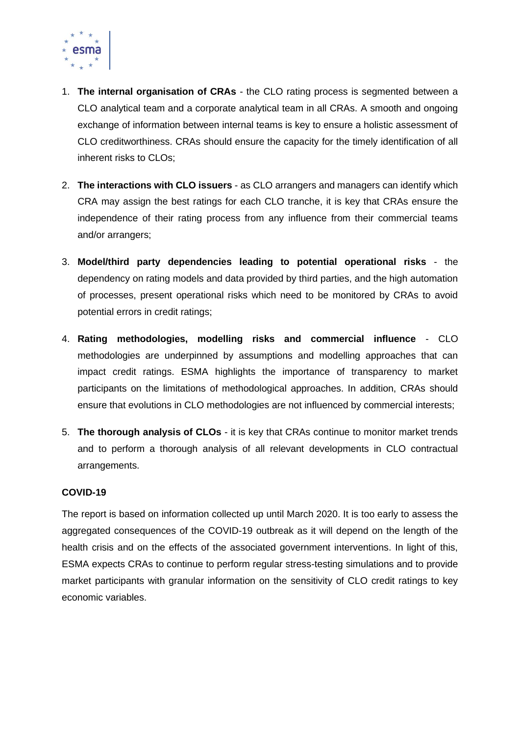1. **The internal organisation of CRAs** - the CLO rating process is segmented between a CLO analytical team and a corporate analytical team in all CRAs. A smooth and ongoing exchange of information between internal teams is key to ensure a holistic assessment of CLO creditworthiness. CRAs should ensure the capacity for the timely identification of all inherent risks to CLOs;

2. **The interactions with CLO issuers** - as CLO arrangers and managers can identify which CRA may assign the best ratings for each CLO tranche, it is key that CRAs ensure the independence of their rating process from any influence from their commercial teams and/or arrangers;

3. **Model/third party dependencies leading to potential operational risks** - the dependency on rating models and data provided by third parties, and the high automation of processes, present operational risks which need to be monitored by CRAs to avoid potential errors in credit ratings;

4. **Rating methodologies, modelling risks and commercial influence** - CLO methodologies are underpinned by assumptions and modelling approaches that can impact credit ratings. ESMA highlights the importance of transparency to market participants on the limitations of methodological approaches. In addition, CRAs should ensure that evolutions in CLO methodologies are not influenced by commercial interests;

5. **The thorough analysis of CLOs** - it is key that CRAs continue to monitor market trends and to perform a thorough analysis of all relevant developments in CLO contractual arrangements.

**COVID-19**

The report is based on information collected up until March 2020. It is too early to assess the aggregated consequences of the COVID-19 outbreak as it will depend on the length of the health crisis and on the effects of the associated government interventions. In light of this, ESMA expects CRAs to continue to perform regular stress-testing simulations and to provide market participants with granular information on the sensitivity of CLO credit ratings to key economic variables.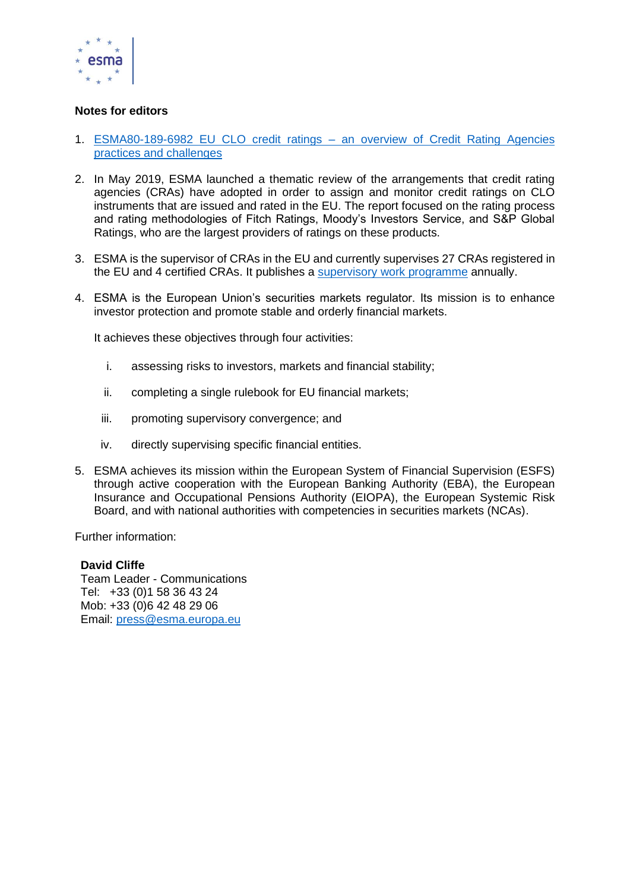**Notes for editors**

1. ESMA80-189-6982 EU CLO credit ratings – an overview of Credit Rating Agencies practices and challenges

2. In May 2019, ESMA launched a thematic review of the arrangements that credit rating agencies (CRAs) have adopted in order to assign and monitor credit ratings on CLO instruments that are issued and rated in the EU. The report focused on the rating process and rating methodologies of Fitch Ratings, Moody's Investors Service, and S&P Global Ratings, who are the largest providers of ratings on these products.

3. ESMA is the supervisor of CRAs in the EU and currently supervises 27 CRAs registered in the EU and 4 certified CRAs. It publishes a supervisory work programme annually.

4. ESMA is the European Union's securities markets regulator. Its mission is to enhance investor protection and promote stable and orderly financial markets.

   It achieves these objectives through four activities:

   i. assessing risks to investors, markets and financial stability;

   ii. completing a single rulebook for EU financial markets;

   iii. promoting supervisory convergence; and

   iv. directly supervising specific financial entities.

5. ESMA achieves its mission within the European System of Financial Supervision (ESFS) through active cooperation with the European Banking Authority (EBA), the European Insurance and Occupational Pensions Authority (EIOPA), the European Systemic Risk Board, and with national authorities with competencies in securities markets (NCAs).

Further information:

**David Cliffe**
Team Leader - Communications
Tel: +33 (0)1 58 36 43 24
Mob: +33 (0)6 42 48 29 06
Email: press@esma.europa.eu